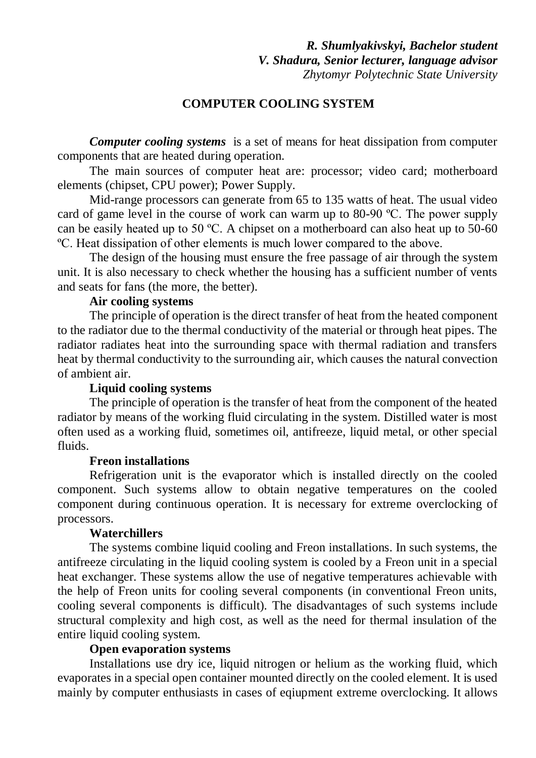***R. Shumlyakivskyi, Bachelor student***
***V. Shadura, Senior lecturer, language advisor***
*Zhytomyr Polytechnic State University*

# COMPUTER COOLING SYSTEM

***Computer cooling systems*** is a set of means for heat dissipation from computer components that are heated during operation.

The main sources of computer heat are: processor; video card; motherboard elements (chipset, CPU power); Power Supply.

Mid-range processors can generate from 65 to 135 watts of heat. The usual video card of game level in the course of work can warm up to 80-90 ºC. The power supply can be easily heated up to 50 ºC. A chipset on a motherboard can also heat up to 50-60 ºC. Heat dissipation of other elements is much lower compared to the above.

The design of the housing must ensure the free passage of air through the system unit. It is also necessary to check whether the housing has a sufficient number of vents and seats for fans (the more, the better).

**Air cooling systems**

The principle of operation is the direct transfer of heat from the heated component to the radiator due to the thermal conductivity of the material or through heat pipes. The radiator radiates heat into the surrounding space with thermal radiation and transfers heat by thermal conductivity to the surrounding air, which causes the natural convection of ambient air.

**Liquid cooling systems**

The principle of operation is the transfer of heat from the component of the heated radiator by means of the working fluid circulating in the system. Distilled water is most often used as a working fluid, sometimes oil, antifreeze, liquid metal, or other special fluids.

**Freon installations**

Refrigeration unit is the evaporator which is installed directly on the cooled component. Such systems allow to obtain negative temperatures on the cooled component during continuous operation. It is necessary for extreme overclocking of processors.

**Waterchillers**

The systems combine liquid cooling and Freon installations. In such systems, the antifreeze circulating in the liquid cooling system is cooled by a Freon unit in a special heat exchanger. These systems allow the use of negative temperatures achievable with the help of Freon units for cooling several components (in conventional Freon units, cooling several components is difficult). The disadvantages of such systems include structural complexity and high cost, as well as the need for thermal insulation of the entire liquid cooling system.

**Open evaporation systems**

Installations use dry ice, liquid nitrogen or helium as the working fluid, which evaporates in a special open container mounted directly on the cooled element. It is used mainly by computer enthusiasts in cases of eqiupment extreme overclocking. It allows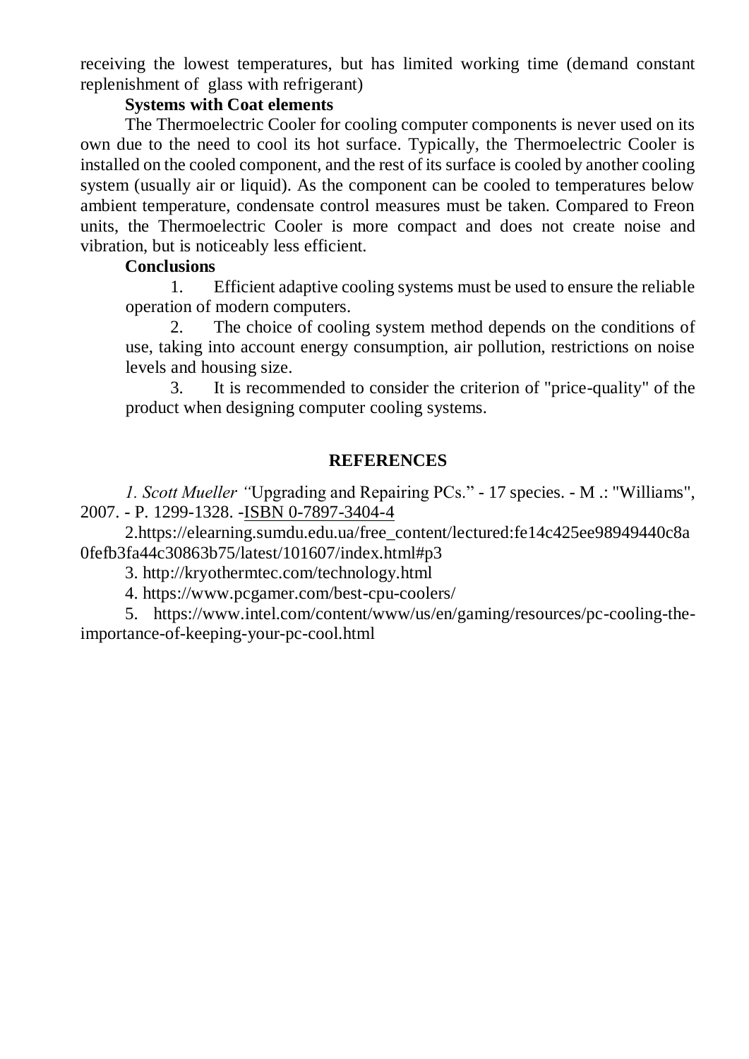receiving the lowest temperatures, but has limited working time (demand constant replenishment of glass with refrigerant)

**Systems with Coat elements**

The Thermoelectric Cooler for cooling computer components is never used on its own due to the need to cool its hot surface. Typically, the Thermoelectric Cooler is installed on the cooled component, and the rest of its surface is cooled by another cooling system (usually air or liquid). As the component can be cooled to temperatures below ambient temperature, condensate control measures must be taken. Compared to Freon units, the Thermoelectric Cooler is more compact and does not create noise and vibration, but is noticeably less efficient.

**Conclusions**

1. Efficient adaptive cooling systems must be used to ensure the reliable operation of modern computers.
2. The choice of cooling system method depends on the conditions of use, taking into account energy consumption, air pollution, restrictions on noise levels and housing size.
3. It is recommended to consider the criterion of "price-quality" of the product when designing computer cooling systems.

## REFERENCES

*1. Scott Mueller "*Upgrading and Repairing PCs." - 17 species. - M .: "Williams", 2007. - P. 1299-1328. -ISBN 0-7897-3404-4

2.https://elearning.sumdu.edu.ua/free_content/lectured:fe14c425ee98949440c8a0fefb3fa44c30863b75/latest/101607/index.html#p3

3. http://kryothermtec.com/technology.html

4. https://www.pcgamer.com/best-cpu-coolers/

5. https://www.intel.com/content/www/us/en/gaming/resources/pc-cooling-the-importance-of-keeping-your-pc-cool.html